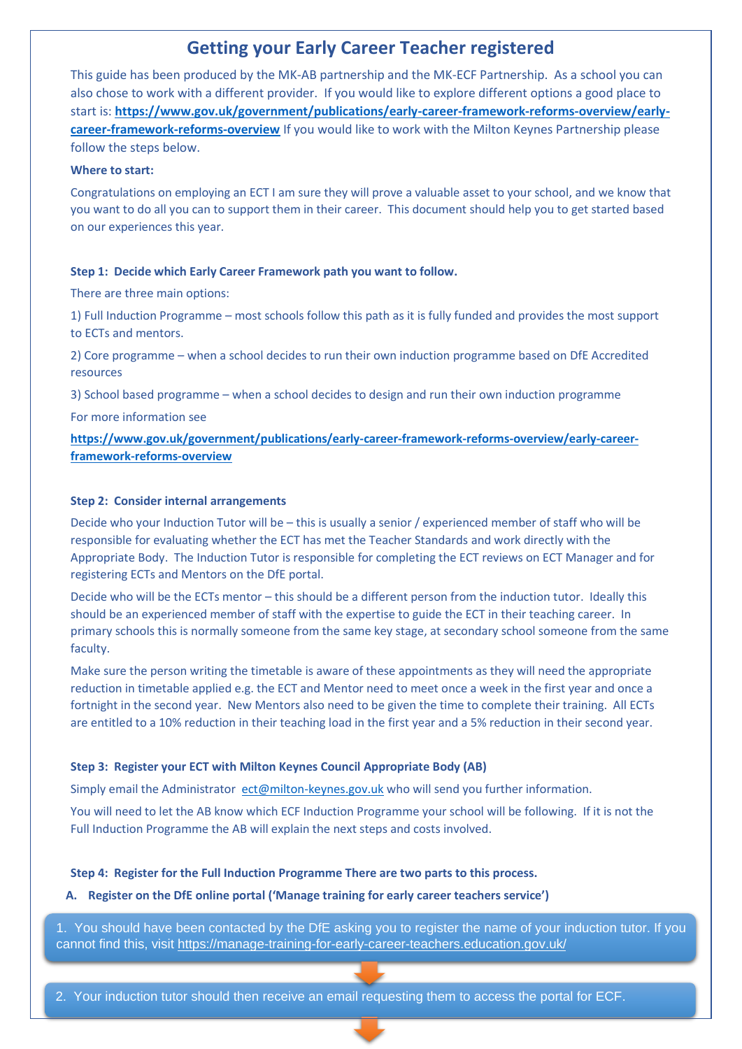# Getting your Early Career Teacher registered

This guide has been produced by the MK-AB partnership and the MK-ECF Partnership. As a school you can also chose to work with a different provider. If you would like to explore different options a good place to start is: **https://www.gov.uk/government/publications/early-career-framework-reforms-overview/early-career-framework-reforms-overview** If you would like to work with the Milton Keynes Partnership please follow the steps below.

**Where to start:**

Congratulations on employing an ECT I am sure they will prove a valuable asset to your school, and we know that you want to do all you can to support them in their career. This document should help you to get started based on our experiences this year.

**Step 1: Decide which Early Career Framework path you want to follow.**

There are three main options:

1) Full Induction Programme – most schools follow this path as it is fully funded and provides the most support to ECTs and mentors.

2) Core programme – when a school decides to run their own induction programme based on DfE Accredited resources

3) School based programme – when a school decides to design and run their own induction programme

For more information see

**https://www.gov.uk/government/publications/early-career-framework-reforms-overview/early-career-framework-reforms-overview**

**Step 2: Consider internal arrangements**

Decide who your Induction Tutor will be – this is usually a senior / experienced member of staff who will be responsible for evaluating whether the ECT has met the Teacher Standards and work directly with the Appropriate Body. The Induction Tutor is responsible for completing the ECT reviews on ECT Manager and for registering ECTs and Mentors on the DfE portal.

Decide who will be the ECTs mentor – this should be a different person from the induction tutor. Ideally this should be an experienced member of staff with the expertise to guide the ECT in their teaching career. In primary schools this is normally someone from the same key stage, at secondary school someone from the same faculty.

Make sure the person writing the timetable is aware of these appointments as they will need the appropriate reduction in timetable applied e.g. the ECT and Mentor need to meet once a week in the first year and once a fortnight in the second year. New Mentors also need to be given the time to complete their training. All ECTs are entitled to a 10% reduction in their teaching load in the first year and a 5% reduction in their second year.

**Step 3: Register your ECT with Milton Keynes Council Appropriate Body (AB)**

Simply email the Administrator ect@milton-keynes.gov.uk who will send you further information.

You will need to let the AB know which ECF Induction Programme your school will be following. If it is not the Full Induction Programme the AB will explain the next steps and costs involved.

**Step 4: Register for the Full Induction Programme There are two parts to this process.**

**A. Register on the DfE online portal ('Manage training for early career teachers service')**

1. You should have been contacted by the DfE asking you to register the name of your induction tutor. If you cannot find this, visit https://manage-training-for-early-career-teachers.education.gov.uk/

2. Your induction tutor should then receive an email requesting them to access the portal for ECF.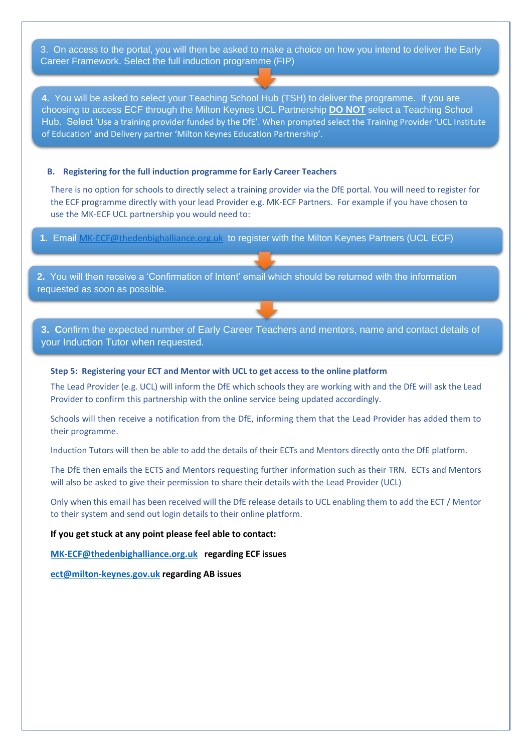3. On access to the portal, you will then be asked to make a choice on how you intend to deliver the Early Career Framework. Select the full induction programme (FIP)

**4.** You will be asked to select your Teaching School Hub (TSH) to deliver the programme. If you are choosing to access ECF through the Milton Keynes UCL Partnership **DO NOT** select a Teaching School Hub. Select 'Use a training provider funded by the DfE'. When prompted select the Training Provider 'UCL Institute of Education' and Delivery partner 'Milton Keynes Education Partnership'.

### B. Registering for the full induction programme for Early Career Teachers

There is no option for schools to directly select a training provider via the DfE portal. You will need to register for the ECF programme directly with your lead Provider e.g. MK-ECF Partners. For example if you have chosen to use the MK-ECF UCL partnership you would need to:

**1.** Email MK-ECF@thedenbighalliance.org.uk to register with the Milton Keynes Partners (UCL ECF)

**2.** You will then receive a 'Confirmation of Intent' email which should be returned with the information requested as soon as possible.

**3.** **C**onfirm the expected number of Early Career Teachers and mentors, name and contact details of your Induction Tutor when requested.

#### Step 5: Registering your ECT and Mentor with UCL to get access to the online platform

The Lead Provider (e.g. UCL) will inform the DfE which schools they are working with and the DfE will ask the Lead Provider to confirm this partnership with the online service being updated accordingly.

Schools will then receive a notification from the DfE, informing them that the Lead Provider has added them to their programme.

Induction Tutors will then be able to add the details of their ECTs and Mentors directly onto the DfE platform.

The DfE then emails the ECTS and Mentors requesting further information such as their TRN. ECTs and Mentors will also be asked to give their permission to share their details with the Lead Provider (UCL)

Only when this email has been received will the DfE release details to UCL enabling them to add the ECT / Mentor to their system and send out login details to their online platform.

**If you get stuck at any point please feel able to contact:**

**MK-ECF@thedenbighalliance.org.uk regarding ECF issues**

**ect@milton-keynes.gov.uk regarding AB issues**